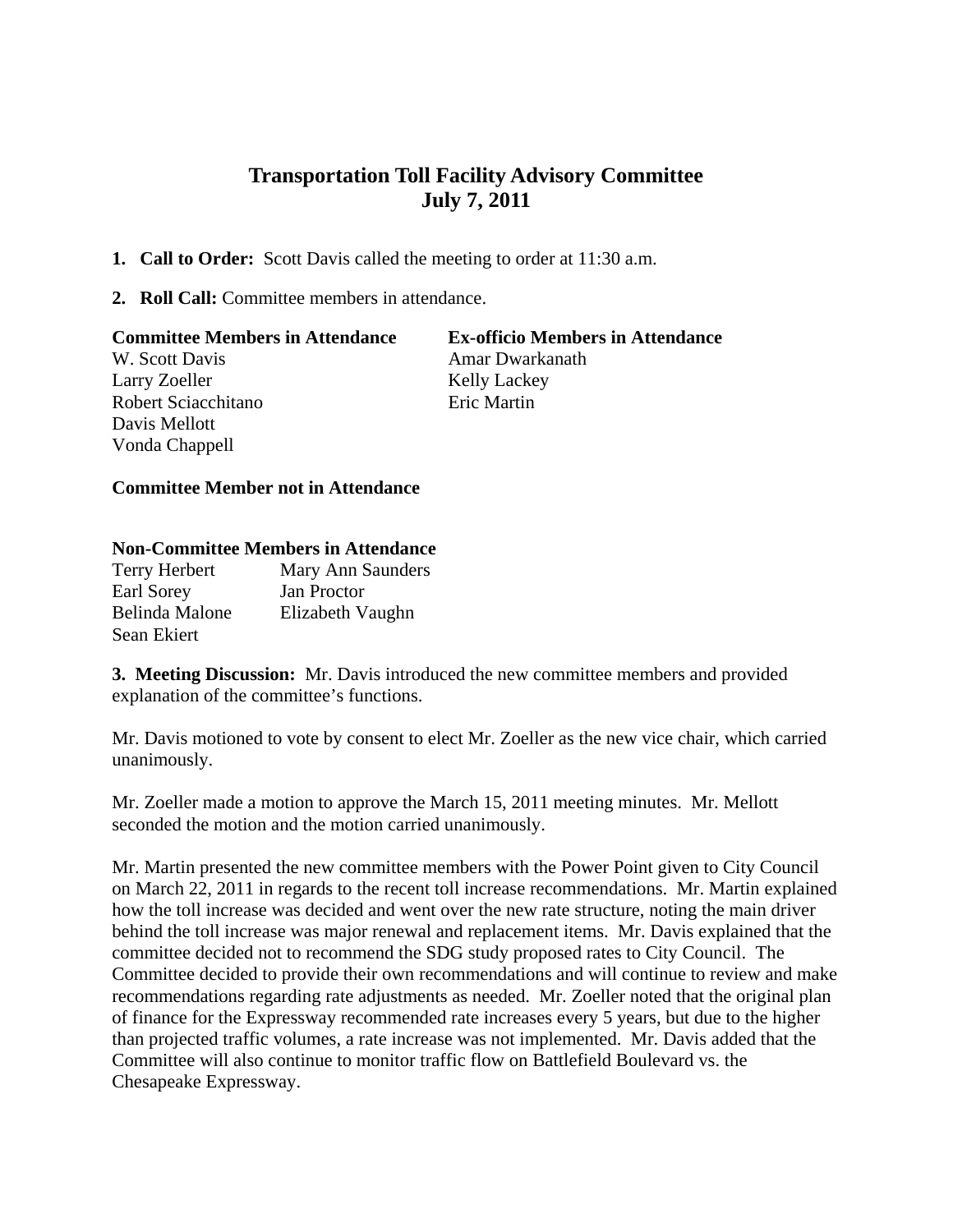# Transportation Toll Facility Advisory Committee
## July 7, 2011

1. **Call to Order:** Scott Davis called the meeting to order at 11:30 a.m.

2. **Roll Call:** Committee members in attendance.

| **Committee Members in Attendance** | **Ex-officio Members in Attendance** |
|---|---|
| W. Scott Davis | Amar Dwarkanath |
| Larry Zoeller | Kelly Lackey |
| Robert Sciacchitano | Eric Martin |
| Davis Mellott | |
| Vonda Chappell | |

**Committee Member not in Attendance**

**Non-Committee Members in Attendance**

| | |
|---|---|
| Terry Herbert | Mary Ann Saunders |
| Earl Sorey | Jan Proctor |
| Belinda Malone | Elizabeth Vaughn |
| Sean Ekiert | |

**3. Meeting Discussion:** Mr. Davis introduced the new committee members and provided explanation of the committee's functions.

Mr. Davis motioned to vote by consent to elect Mr. Zoeller as the new vice chair, which carried unanimously.

Mr. Zoeller made a motion to approve the March 15, 2011 meeting minutes. Mr. Mellott seconded the motion and the motion carried unanimously.

Mr. Martin presented the new committee members with the Power Point given to City Council on March 22, 2011 in regards to the recent toll increase recommendations. Mr. Martin explained how the toll increase was decided and went over the new rate structure, noting the main driver behind the toll increase was major renewal and replacement items. Mr. Davis explained that the committee decided not to recommend the SDG study proposed rates to City Council. The Committee decided to provide their own recommendations and will continue to review and make recommendations regarding rate adjustments as needed. Mr. Zoeller noted that the original plan of finance for the Expressway recommended rate increases every 5 years, but due to the higher than projected traffic volumes, a rate increase was not implemented. Mr. Davis added that the Committee will also continue to monitor traffic flow on Battlefield Boulevard vs. the Chesapeake Expressway.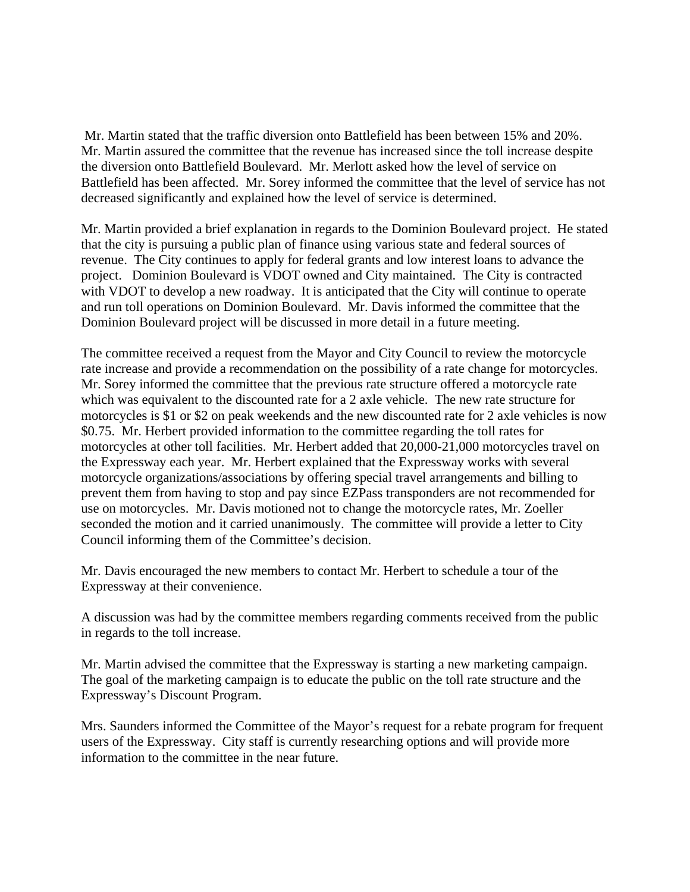Mr. Martin stated that the traffic diversion onto Battlefield has been between 15% and 20%. Mr. Martin assured the committee that the revenue has increased since the toll increase despite the diversion onto Battlefield Boulevard. Mr. Merlott asked how the level of service on Battlefield has been affected. Mr. Sorey informed the committee that the level of service has not decreased significantly and explained how the level of service is determined.

Mr. Martin provided a brief explanation in regards to the Dominion Boulevard project. He stated that the city is pursuing a public plan of finance using various state and federal sources of revenue. The City continues to apply for federal grants and low interest loans to advance the project. Dominion Boulevard is VDOT owned and City maintained. The City is contracted with VDOT to develop a new roadway. It is anticipated that the City will continue to operate and run toll operations on Dominion Boulevard. Mr. Davis informed the committee that the Dominion Boulevard project will be discussed in more detail in a future meeting.

The committee received a request from the Mayor and City Council to review the motorcycle rate increase and provide a recommendation on the possibility of a rate change for motorcycles. Mr. Sorey informed the committee that the previous rate structure offered a motorcycle rate which was equivalent to the discounted rate for a 2 axle vehicle. The new rate structure for motorcycles is $1 or $2 on peak weekends and the new discounted rate for 2 axle vehicles is now $0.75. Mr. Herbert provided information to the committee regarding the toll rates for motorcycles at other toll facilities. Mr. Herbert added that 20,000-21,000 motorcycles travel on the Expressway each year. Mr. Herbert explained that the Expressway works with several motorcycle organizations/associations by offering special travel arrangements and billing to prevent them from having to stop and pay since EZPass transponders are not recommended for use on motorcycles. Mr. Davis motioned not to change the motorcycle rates, Mr. Zoeller seconded the motion and it carried unanimously. The committee will provide a letter to City Council informing them of the Committee's decision.

Mr. Davis encouraged the new members to contact Mr. Herbert to schedule a tour of the Expressway at their convenience.

A discussion was had by the committee members regarding comments received from the public in regards to the toll increase.

Mr. Martin advised the committee that the Expressway is starting a new marketing campaign. The goal of the marketing campaign is to educate the public on the toll rate structure and the Expressway's Discount Program.

Mrs. Saunders informed the Committee of the Mayor's request for a rebate program for frequent users of the Expressway. City staff is currently researching options and will provide more information to the committee in the near future.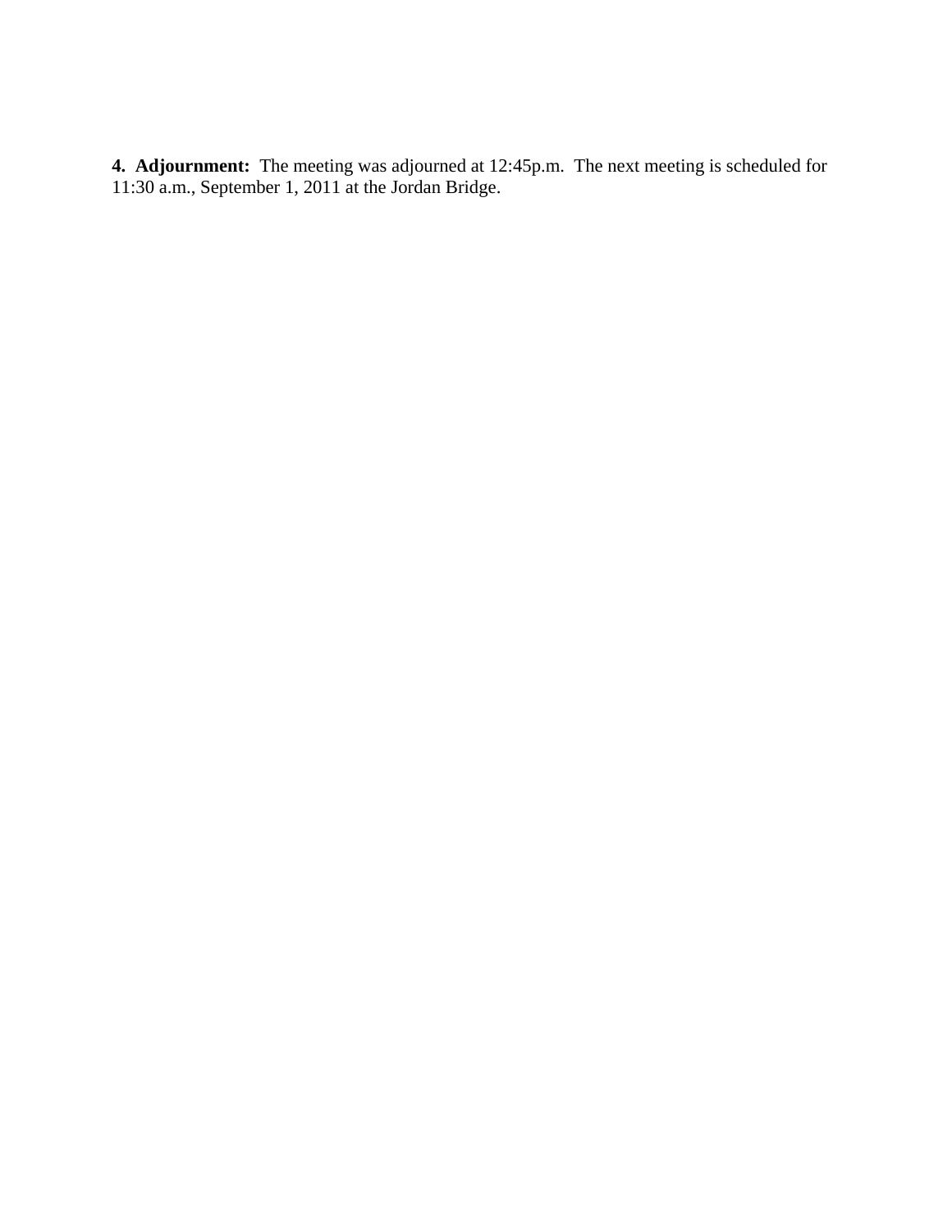**4. Adjournment:** The meeting was adjourned at 12:45p.m. The next meeting is scheduled for 11:30 a.m., September 1, 2011 at the Jordan Bridge.